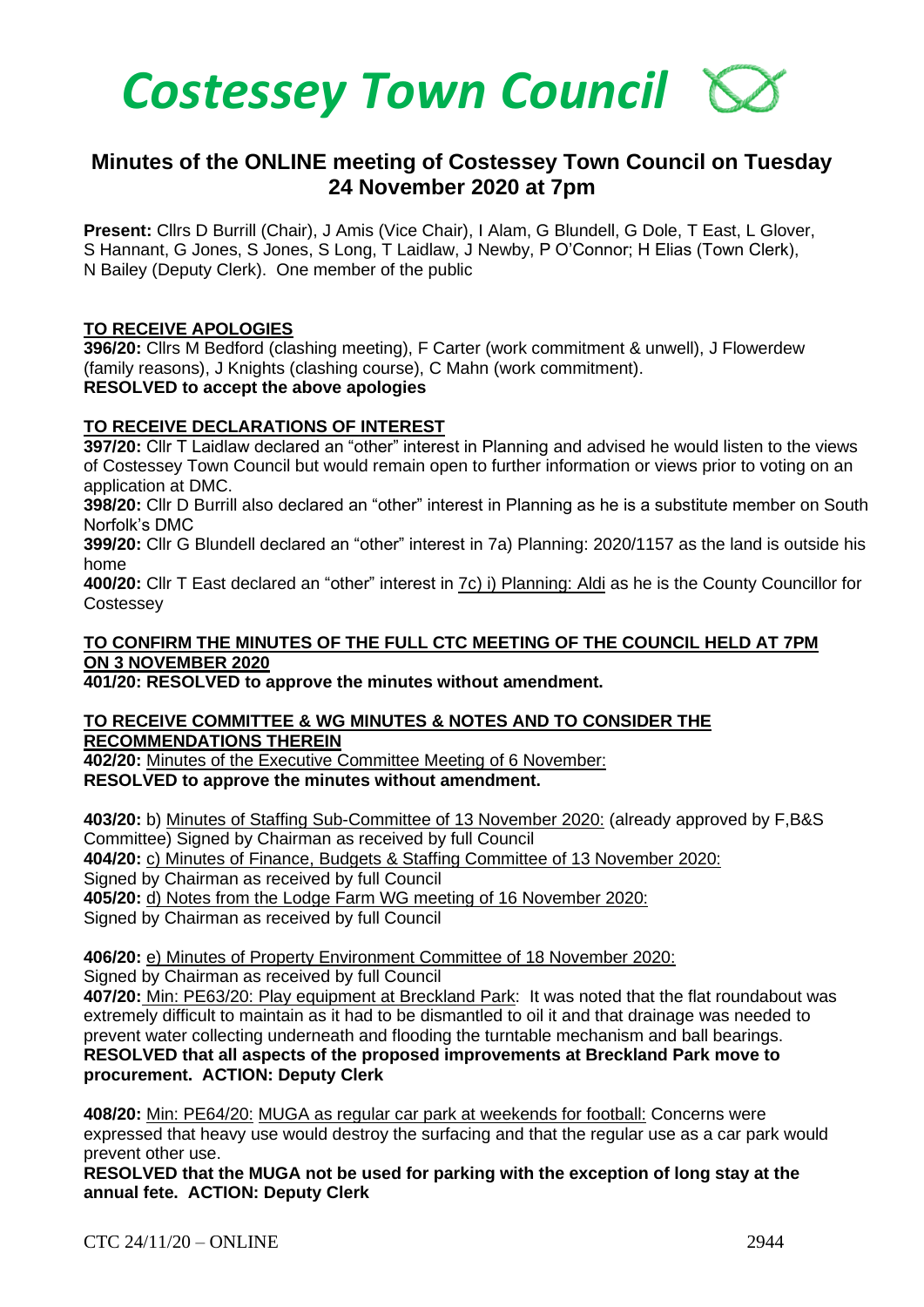# Costessey Town Council

## Minutes of the ONLINE meeting of Costessey Town Council on Tuesday 24 November 2020 at 7pm

**Present:** Cllrs D Burrill (Chair), J Amis (Vice Chair), I Alam, G Blundell, G Dole, T East, L Glover, S Hannant, G Jones, S Jones, S Long, T Laidlaw, J Newby, P O'Connor; H Elias (Town Clerk), N Bailey (Deputy Clerk). One member of the public

**TO RECEIVE APOLOGIES**

**396/20:** Cllrs M Bedford (clashing meeting), F Carter (work commitment & unwell), J Flowerdew (family reasons), J Knights (clashing course), C Mahn (work commitment).
**RESOLVED to accept the above apologies**

**TO RECEIVE DECLARATIONS OF INTEREST**

**397/20:** Cllr T Laidlaw declared an "other" interest in Planning and advised he would listen to the views of Costessey Town Council but would remain open to further information or views prior to voting on an application at DMC.

**398/20:** Cllr D Burrill also declared an "other" interest in Planning as he is a substitute member on South Norfolk's DMC

**399/20:** Cllr G Blundell declared an "other" interest in 7a) Planning: 2020/1157 as the land is outside his home

**400/20:** Cllr T East declared an "other" interest in 7c) i) Planning: Aldi as he is the County Councillor for Costessey

**TO CONFIRM THE MINUTES OF THE FULL CTC MEETING OF THE COUNCIL HELD AT 7PM ON 3 NOVEMBER 2020**

**401/20: RESOLVED to approve the minutes without amendment.**

**TO RECEIVE COMMITTEE & WG MINUTES & NOTES AND TO CONSIDER THE RECOMMENDATIONS THEREIN**

**402/20:** Minutes of the Executive Committee Meeting of 6 November:
**RESOLVED to approve the minutes without amendment.**

**403/20:** b) Minutes of Staffing Sub-Committee of 13 November 2020: (already approved by F,B&S Committee) Signed by Chairman as received by full Council

**404/20:** c) Minutes of Finance, Budgets & Staffing Committee of 13 November 2020:
Signed by Chairman as received by full Council

**405/20:** d) Notes from the Lodge Farm WG meeting of 16 November 2020:
Signed by Chairman as received by full Council

**406/20:** e) Minutes of Property Environment Committee of 18 November 2020:
Signed by Chairman as received by full Council

**407/20:** Min: PE63/20: Play equipment at Breckland Park: It was noted that the flat roundabout was extremely difficult to maintain as it had to be dismantled to oil it and that drainage was needed to prevent water collecting underneath and flooding the turntable mechanism and ball bearings.
**RESOLVED that all aspects of the proposed improvements at Breckland Park move to procurement. ACTION: Deputy Clerk**

**408/20:** Min: PE64/20: MUGA as regular car park at weekends for football: Concerns were expressed that heavy use would destroy the surfacing and that the regular use as a car park would prevent other use.
**RESOLVED that the MUGA not be used for parking with the exception of long stay at the annual fete. ACTION: Deputy Clerk**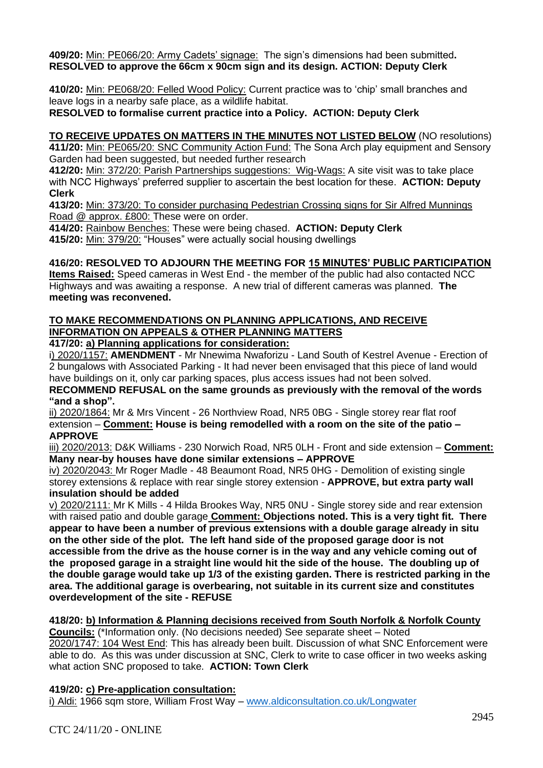**409/20:** Min: PE066/20: Army Cadets' signage: The sign's dimensions had been submitted**.**
**RESOLVED to approve the 66cm x 90cm sign and its design. ACTION: Deputy Clerk**

**410/20:** Min: PE068/20: Felled Wood Policy: Current practice was to 'chip' small branches and leave logs in a nearby safe place, as a wildlife habitat.
**RESOLVED to formalise current practice into a Policy. ACTION: Deputy Clerk**

**TO RECEIVE UPDATES ON MATTERS IN THE MINUTES NOT LISTED BELOW** (NO resolutions)
**411/20:** Min: PE065/20: SNC Community Action Fund: The Sona Arch play equipment and Sensory Garden had been suggested, but needed further research
**412/20:** Min: 372/20: Parish Partnerships suggestions: Wig-Wags: A site visit was to take place with NCC Highways' preferred supplier to ascertain the best location for these. **ACTION: Deputy Clerk**
**413/20:** Min: 373/20: To consider purchasing Pedestrian Crossing signs for Sir Alfred Munnings Road @ approx. £800: These were on order.
**414/20:** Rainbow Benches: These were being chased. **ACTION: Deputy Clerk**
**415/20:** Min: 379/20: "Houses" were actually social housing dwellings

**416/20: RESOLVED TO ADJOURN THE MEETING FOR 15 MINUTES' PUBLIC PARTICIPATION**
**Items Raised:** Speed cameras in West End - the member of the public had also contacted NCC Highways and was awaiting a response. A new trial of different cameras was planned. **The meeting was reconvened.**

**TO MAKE RECOMMENDATIONS ON PLANNING APPLICATIONS, AND RECEIVE INFORMATION ON APPEALS & OTHER PLANNING MATTERS**
**417/20: a) Planning applications for consideration:**
i) 2020/1157: **AMENDMENT** - Mr Nnewima Nwaforizu - Land South of Kestrel Avenue - Erection of 2 bungalows with Associated Parking - It had never been envisaged that this piece of land would have buildings on it, only car parking spaces, plus access issues had not been solved.
**RECOMMEND REFUSAL on the same grounds as previously with the removal of the words "and a shop".**
ii) 2020/1864: Mr & Mrs Vincent - 26 Northview Road, NR5 0BG - Single storey rear flat roof extension – **Comment: House is being remodelled with a room on the site of the patio – APPROVE**
iii) 2020/2013: D&K Williams - 230 Norwich Road, NR5 0LH - Front and side extension – **Comment: Many near-by houses have done similar extensions – APPROVE**
iv) 2020/2043: Mr Roger Madle - 48 Beaumont Road, NR5 0HG - Demolition of existing single storey extensions & replace with rear single storey extension - **APPROVE, but extra party wall insulation should be added**
v) 2020/2111: Mr K Mills - 4 Hilda Brookes Way, NR5 0NU - Single storey side and rear extension with raised patio and double garage **Comment: Objections noted. This is a very tight fit. There appear to have been a number of previous extensions with a double garage already in situ on the other side of the plot. The left hand side of the proposed garage door is not accessible from the drive as the house corner is in the way and any vehicle coming out of the proposed garage in a straight line would hit the side of the house. The doubling up of the double garage would take up 1/3 of the existing garden. There is restricted parking in the area. The additional garage is overbearing, not suitable in its current size and constitutes overdevelopment of the site - REFUSE**

**418/20: b) Information & Planning decisions received from South Norfolk & Norfolk County Councils:** (*Information only. (No decisions needed) See separate sheet – Noted
2020/1747: 104 West End: This has already been built. Discussion of what SNC Enforcement were able to do. As this was under discussion at SNC, Clerk to write to case officer in two weeks asking what action SNC proposed to take. **ACTION: Town Clerk**

**419/20: c) Pre-application consultation:**
i) Aldi: 1966 sqm store, William Frost Way – www.aldiconsultation.co.uk/Longwater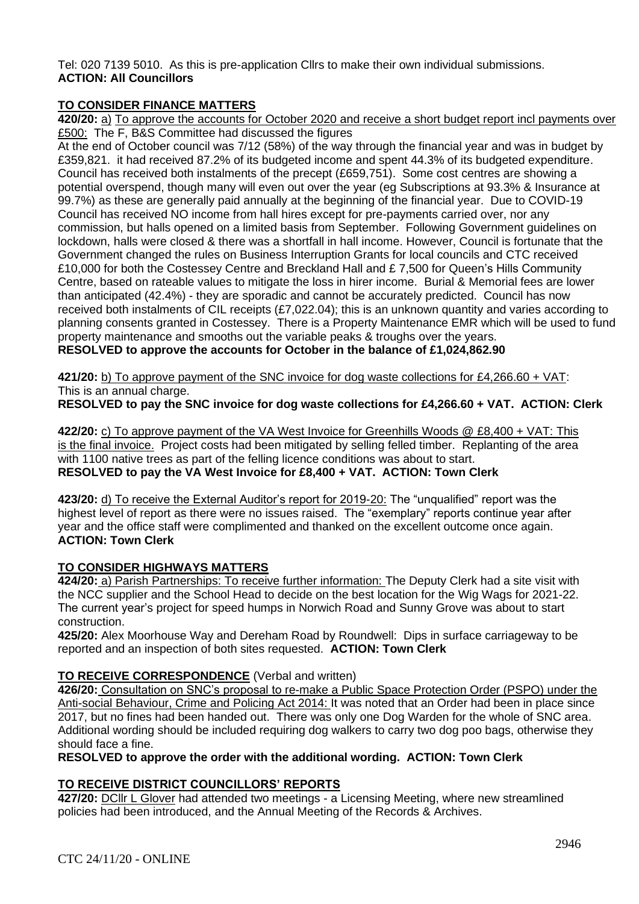Tel: 020 7139 5010. As this is pre-application Cllrs to make their own individual submissions.
**ACTION: All Councillors**

## TO CONSIDER FINANCE MATTERS

**420/20:** a) To approve the accounts for October 2020 and receive a short budget report incl payments over £500: The F, B&S Committee had discussed the figures

At the end of October council was 7/12 (58%) of the way through the financial year and was in budget by £359,821. it had received 87.2% of its budgeted income and spent 44.3% of its budgeted expenditure. Council has received both instalments of the precept (£659,751). Some cost centres are showing a potential overspend, though many will even out over the year (eg Subscriptions at 93.3% & Insurance at 99.7%) as these are generally paid annually at the beginning of the financial year. Due to COVID-19 Council has received NO income from hall hires except for pre-payments carried over, nor any commission, but halls opened on a limited basis from September. Following Government guidelines on lockdown, halls were closed & there was a shortfall in hall income. However, Council is fortunate that the Government changed the rules on Business Interruption Grants for local councils and CTC received £10,000 for both the Costessey Centre and Breckland Hall and £ 7,500 for Queen's Hills Community Centre, based on rateable values to mitigate the loss in hirer income. Burial & Memorial fees are lower than anticipated (42.4%) - they are sporadic and cannot be accurately predicted. Council has now received both instalments of CIL receipts (£7,022.04); this is an unknown quantity and varies according to planning consents granted in Costessey. There is a Property Maintenance EMR which will be used to fund property maintenance and smooths out the variable peaks & troughs over the years.
**RESOLVED to approve the accounts for October in the balance of £1,024,862.90**

**421/20:** b) To approve payment of the SNC invoice for dog waste collections for £4,266.60 + VAT: This is an annual charge.
**RESOLVED to pay the SNC invoice for dog waste collections for £4,266.60 + VAT. ACTION: Clerk**

**422/20:** c) To approve payment of the VA West Invoice for Greenhills Woods @ £8,400 + VAT: This is the final invoice. Project costs had been mitigated by selling felled timber. Replanting of the area with 1100 native trees as part of the felling licence conditions was about to start.
**RESOLVED to pay the VA West Invoice for £8,400 + VAT. ACTION: Town Clerk**

**423/20:** d) To receive the External Auditor's report for 2019-20: The "unqualified" report was the highest level of report as there were no issues raised. The "exemplary" reports continue year after year and the office staff were complimented and thanked on the excellent outcome once again.
**ACTION: Town Clerk**

## TO CONSIDER HIGHWAYS MATTERS

**424/20:** a) Parish Partnerships: To receive further information: The Deputy Clerk had a site visit with the NCC supplier and the School Head to decide on the best location for the Wig Wags for 2021-22. The current year's project for speed humps in Norwich Road and Sunny Grove was about to start construction.

**425/20:** Alex Moorhouse Way and Dereham Road by Roundwell: Dips in surface carriageway to be reported and an inspection of both sites requested. **ACTION: Town Clerk**

## TO RECEIVE CORRESPONDENCE (Verbal and written)

**426/20:** Consultation on SNC's proposal to re-make a Public Space Protection Order (PSPO) under the Anti-social Behaviour, Crime and Policing Act 2014: It was noted that an Order had been in place since 2017, but no fines had been handed out. There was only one Dog Warden for the whole of SNC area. Additional wording should be included requiring dog walkers to carry two dog poo bags, otherwise they should face a fine.
**RESOLVED to approve the order with the additional wording. ACTION: Town Clerk**

## TO RECEIVE DISTRICT COUNCILLORS' REPORTS

**427/20:** DCllr L Glover had attended two meetings - a Licensing Meeting, where new streamlined policies had been introduced, and the Annual Meeting of the Records & Archives.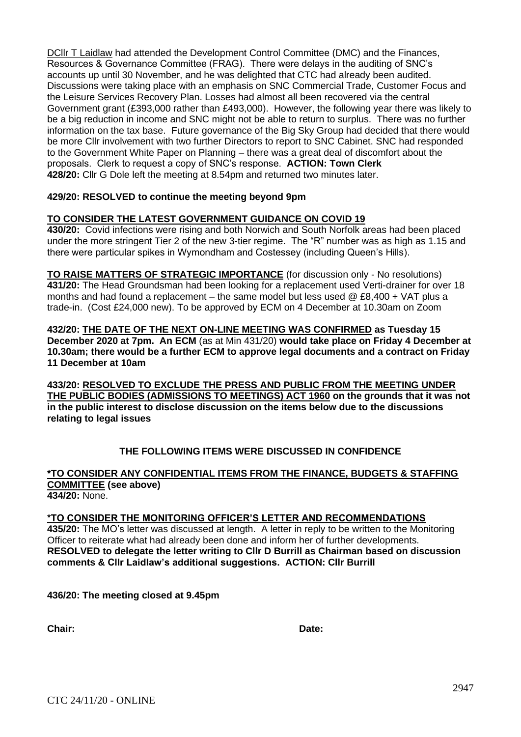DCllr T Laidlaw had attended the Development Control Committee (DMC) and the Finances, Resources & Governance Committee (FRAG). There were delays in the auditing of SNC's accounts up until 30 November, and he was delighted that CTC had already been audited. Discussions were taking place with an emphasis on SNC Commercial Trade, Customer Focus and the Leisure Services Recovery Plan. Losses had almost all been recovered via the central Government grant (£393,000 rather than £493,000). However, the following year there was likely to be a big reduction in income and SNC might not be able to return to surplus. There was no further information on the tax base. Future governance of the Big Sky Group had decided that there would be more Cllr involvement with two further Directors to report to SNC Cabinet. SNC had responded to the Government White Paper on Planning – there was a great deal of discomfort about the proposals. Clerk to request a copy of SNC's response. **ACTION: Town Clerk**

**428/20:** Cllr G Dole left the meeting at 8.54pm and returned two minutes later.

**429/20: RESOLVED to continue the meeting beyond 9pm**

**TO CONSIDER THE LATEST GOVERNMENT GUIDANCE ON COVID 19**

**430/20:** Covid infections were rising and both Norwich and South Norfolk areas had been placed under the more stringent Tier 2 of the new 3-tier regime. The "R" number was as high as 1.15 and there were particular spikes in Wymondham and Costessey (including Queen's Hills).

**TO RAISE MATTERS OF STRATEGIC IMPORTANCE** (for discussion only - No resolutions)

**431/20:** The Head Groundsman had been looking for a replacement used Verti-drainer for over 18 months and had found a replacement – the same model but less used @ £8,400 + VAT plus a trade-in. (Cost £24,000 new). To be approved by ECM on 4 December at 10.30am on Zoom

**432/20: THE DATE OF THE NEXT ON-LINE MEETING WAS CONFIRMED as Tuesday 15 December 2020 at 7pm. An ECM** (as at Min 431/20) **would take place on Friday 4 December at 10.30am; there would be a further ECM to approve legal documents and a contract on Friday 11 December at 10am**

**433/20: RESOLVED TO EXCLUDE THE PRESS AND PUBLIC FROM THE MEETING UNDER THE PUBLIC BODIES (ADMISSIONS TO MEETINGS) ACT 1960 on the grounds that it was not in the public interest to disclose discussion on the items below due to the discussions relating to legal issues**

## THE FOLLOWING ITEMS WERE DISCUSSED IN CONFIDENCE

**\*TO CONSIDER ANY CONFIDENTIAL ITEMS FROM THE FINANCE, BUDGETS & STAFFING COMMITTEE (see above)**

**434/20:** None.

**\*TO CONSIDER THE MONITORING OFFICER'S LETTER AND RECOMMENDATIONS**

**435/20:** The MO's letter was discussed at length. A letter in reply to be written to the Monitoring Officer to reiterate what had already been done and inform her of further developments. **RESOLVED to delegate the letter writing to Cllr D Burrill as Chairman based on discussion comments & Cllr Laidlaw's additional suggestions. ACTION: Cllr Burrill**

**436/20: The meeting closed at 9.45pm**

**Chair:** **Date:**

CTC 24/11/20 - ONLINE